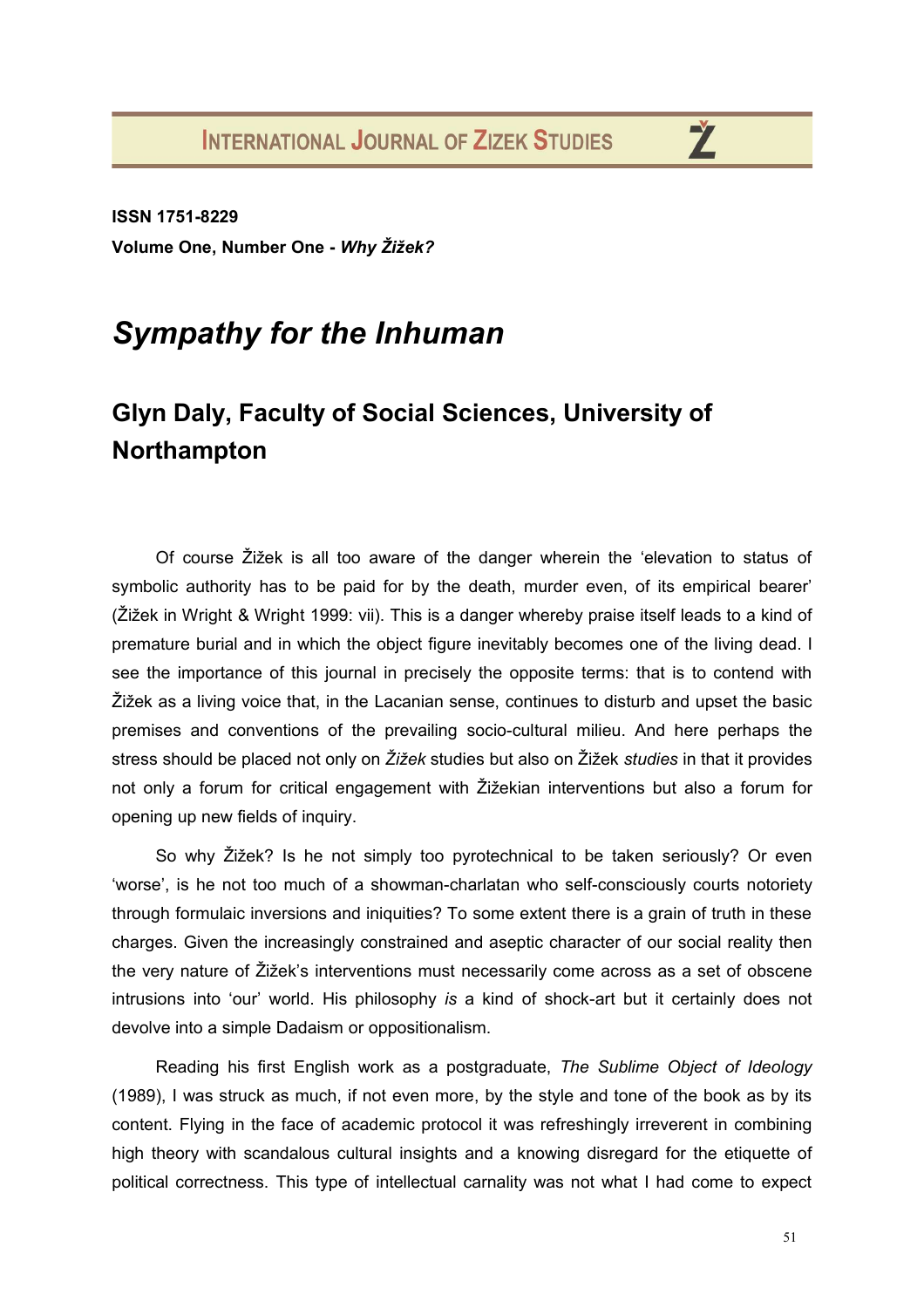ISSN 1751-8229

**Volume One, Number One - *Why Žižek?***

# *Sympathy for the Inhuman*

## Glyn Daly, Faculty of Social Sciences, University of Northampton

Of course Žižek is all too aware of the danger wherein the 'elevation to status of symbolic authority has to be paid for by the death, murder even, of its empirical bearer' (Žižek in Wright & Wright 1999: vii). This is a danger whereby praise itself leads to a kind of premature burial and in which the object figure inevitably becomes one of the living dead. I see the importance of this journal in precisely the opposite terms: that is to contend with Žižek as a living voice that, in the Lacanian sense, continues to disturb and upset the basic premises and conventions of the prevailing socio-cultural milieu. And here perhaps the stress should be placed not only on *Žižek* studies but also on Žižek *studies* in that it provides not only a forum for critical engagement with Žižekian interventions but also a forum for opening up new fields of inquiry.

So why Žižek? Is he not simply too pyrotechnical to be taken seriously? Or even 'worse', is he not too much of a showman-charlatan who self-consciously courts notoriety through formulaic inversions and iniquities? To some extent there is a grain of truth in these charges. Given the increasingly constrained and aseptic character of our social reality then the very nature of Žižek's interventions must necessarily come across as a set of obscene intrusions into 'our' world. His philosophy *is* a kind of shock-art but it certainly does not devolve into a simple Dadaism or oppositionalism.

Reading his first English work as a postgraduate, *The Sublime Object of Ideology* (1989), I was struck as much, if not even more, by the style and tone of the book as by its content. Flying in the face of academic protocol it was refreshingly irreverent in combining high theory with scandalous cultural insights and a knowing disregard for the etiquette of political correctness. This type of intellectual carnality was not what I had come to expect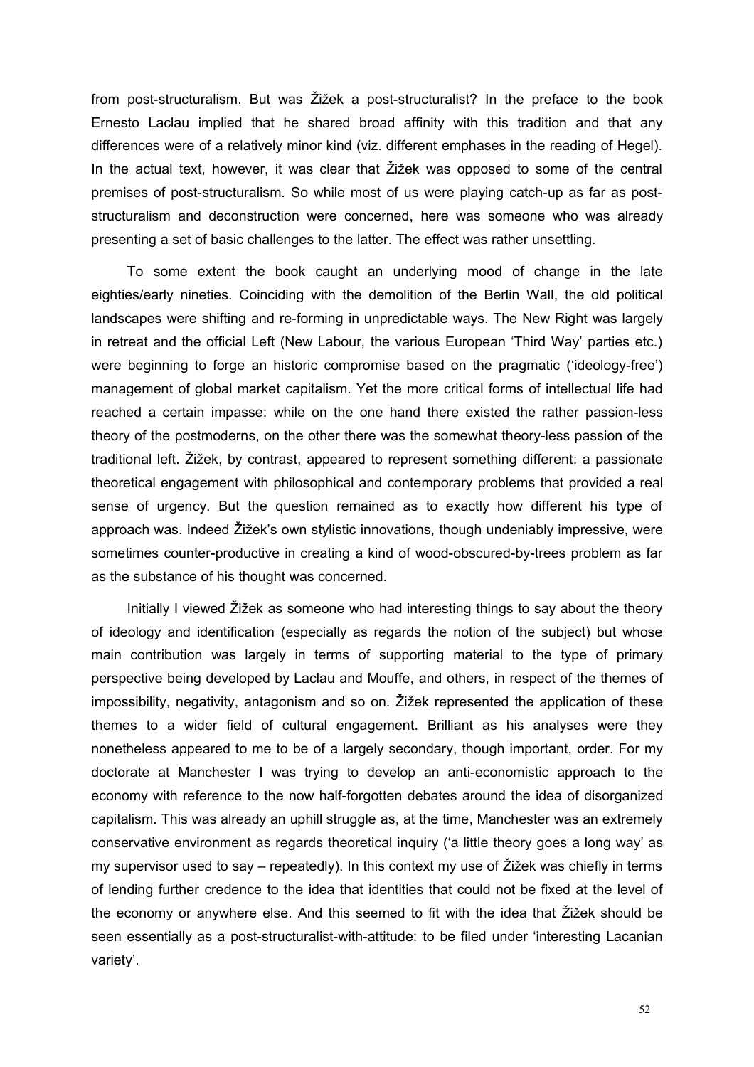from post-structuralism. But was Žižek a post-structuralist? In the preface to the book Ernesto Laclau implied that he shared broad affinity with this tradition and that any differences were of a relatively minor kind (viz. different emphases in the reading of Hegel). In the actual text, however, it was clear that Žižek was opposed to some of the central premises of post-structuralism. So while most of us were playing catch-up as far as post-structuralism and deconstruction were concerned, here was someone who was already presenting a set of basic challenges to the latter. The effect was rather unsettling.

To some extent the book caught an underlying mood of change in the late eighties/early nineties. Coinciding with the demolition of the Berlin Wall, the old political landscapes were shifting and re-forming in unpredictable ways. The New Right was largely in retreat and the official Left (New Labour, the various European 'Third Way' parties etc.) were beginning to forge an historic compromise based on the pragmatic ('ideology-free') management of global market capitalism. Yet the more critical forms of intellectual life had reached a certain impasse: while on the one hand there existed the rather passion-less theory of the postmoderns, on the other there was the somewhat theory-less passion of the traditional left. Žižek, by contrast, appeared to represent something different: a passionate theoretical engagement with philosophical and contemporary problems that provided a real sense of urgency. But the question remained as to exactly how different his type of approach was. Indeed Žižek's own stylistic innovations, though undeniably impressive, were sometimes counter-productive in creating a kind of wood-obscured-by-trees problem as far as the substance of his thought was concerned.

Initially I viewed Žižek as someone who had interesting things to say about the theory of ideology and identification (especially as regards the notion of the subject) but whose main contribution was largely in terms of supporting material to the type of primary perspective being developed by Laclau and Mouffe, and others, in respect of the themes of impossibility, negativity, antagonism and so on. Žižek represented the application of these themes to a wider field of cultural engagement. Brilliant as his analyses were they nonetheless appeared to me to be of a largely secondary, though important, order. For my doctorate at Manchester I was trying to develop an anti-economistic approach to the economy with reference to the now half-forgotten debates around the idea of disorganized capitalism. This was already an uphill struggle as, at the time, Manchester was an extremely conservative environment as regards theoretical inquiry ('a little theory goes a long way' as my supervisor used to say – repeatedly). In this context my use of Žižek was chiefly in terms of lending further credence to the idea that identities that could not be fixed at the level of the economy or anywhere else. And this seemed to fit with the idea that Žižek should be seen essentially as a post-structuralist-with-attitude: to be filed under 'interesting Lacanian variety'.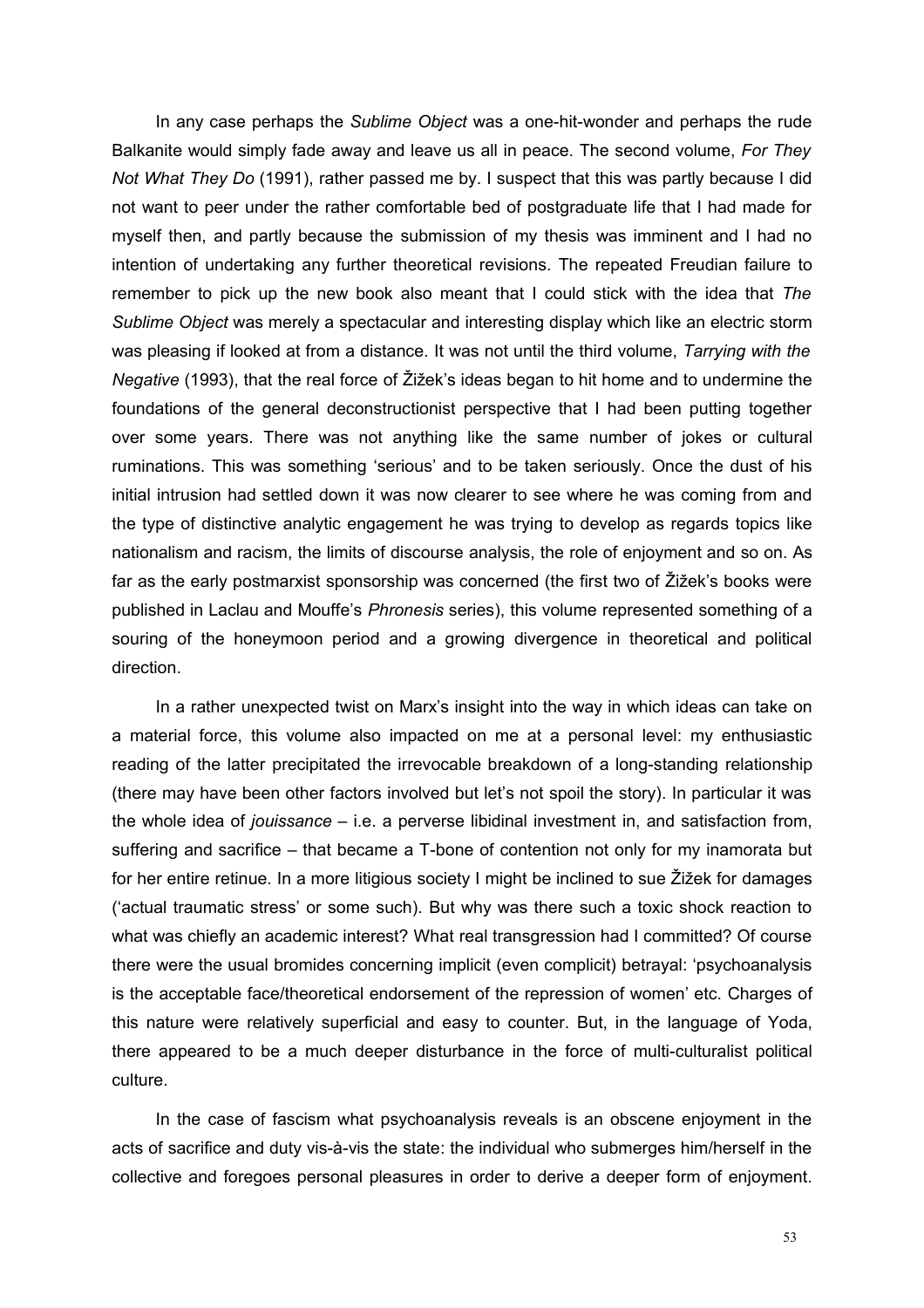In any case perhaps the *Sublime Object* was a one-hit-wonder and perhaps the rude Balkanite would simply fade away and leave us all in peace. The second volume, *For They Not What They Do* (1991), rather passed me by. I suspect that this was partly because I did not want to peer under the rather comfortable bed of postgraduate life that I had made for myself then, and partly because the submission of my thesis was imminent and I had no intention of undertaking any further theoretical revisions. The repeated Freudian failure to remember to pick up the new book also meant that I could stick with the idea that *The Sublime Object* was merely a spectacular and interesting display which like an electric storm was pleasing if looked at from a distance. It was not until the third volume, *Tarrying with the Negative* (1993), that the real force of Žižek's ideas began to hit home and to undermine the foundations of the general deconstructionist perspective that I had been putting together over some years. There was not anything like the same number of jokes or cultural ruminations. This was something 'serious' and to be taken seriously. Once the dust of his initial intrusion had settled down it was now clearer to see where he was coming from and the type of distinctive analytic engagement he was trying to develop as regards topics like nationalism and racism, the limits of discourse analysis, the role of enjoyment and so on. As far as the early postmarxist sponsorship was concerned (the first two of Žižek's books were published in Laclau and Mouffe's *Phronesis* series), this volume represented something of a souring of the honeymoon period and a growing divergence in theoretical and political direction.

In a rather unexpected twist on Marx's insight into the way in which ideas can take on a material force, this volume also impacted on me at a personal level: my enthusiastic reading of the latter precipitated the irrevocable breakdown of a long-standing relationship (there may have been other factors involved but let's not spoil the story). In particular it was the whole idea of *jouissance* – i.e. a perverse libidinal investment in, and satisfaction from, suffering and sacrifice – that became a T-bone of contention not only for my inamorata but for her entire retinue. In a more litigious society I might be inclined to sue Žižek for damages ('actual traumatic stress' or some such). But why was there such a toxic shock reaction to what was chiefly an academic interest? What real transgression had I committed? Of course there were the usual bromides concerning implicit (even complicit) betrayal: 'psychoanalysis is the acceptable face/theoretical endorsement of the repression of women' etc. Charges of this nature were relatively superficial and easy to counter. But, in the language of Yoda, there appeared to be a much deeper disturbance in the force of multi-culturalist political culture.

In the case of fascism what psychoanalysis reveals is an obscene enjoyment in the acts of sacrifice and duty vis-à-vis the state: the individual who submerges him/herself in the collective and foregoes personal pleasures in order to derive a deeper form of enjoyment.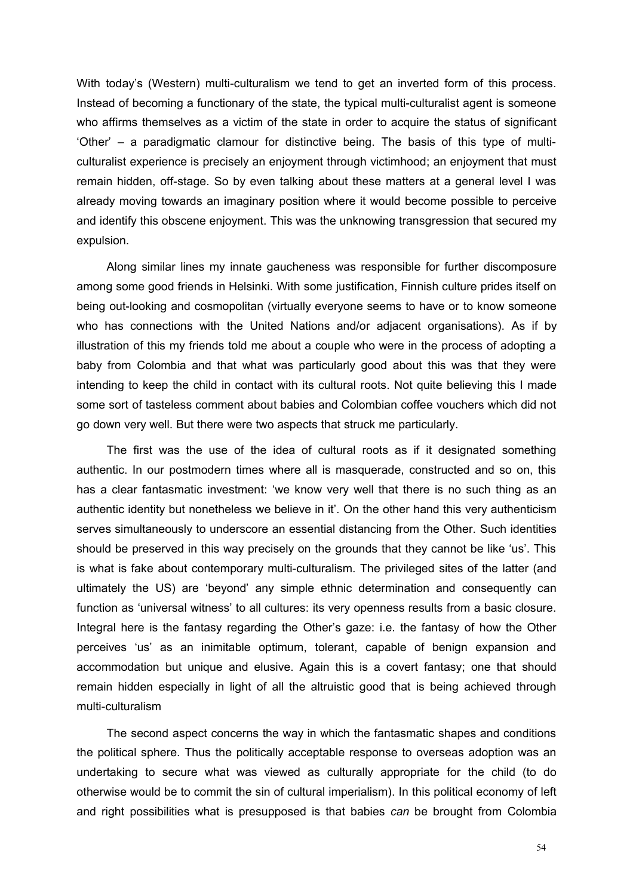With today's (Western) multi-culturalism we tend to get an inverted form of this process. Instead of becoming a functionary of the state, the typical multi-culturalist agent is someone who affirms themselves as a victim of the state in order to acquire the status of significant 'Other' – a paradigmatic clamour for distinctive being. The basis of this type of multi-culturalist experience is precisely an enjoyment through victimhood; an enjoyment that must remain hidden, off-stage. So by even talking about these matters at a general level I was already moving towards an imaginary position where it would become possible to perceive and identify this obscene enjoyment. This was the unknowing transgression that secured my expulsion.

Along similar lines my innate gaucheness was responsible for further discomposure among some good friends in Helsinki. With some justification, Finnish culture prides itself on being out-looking and cosmopolitan (virtually everyone seems to have or to know someone who has connections with the United Nations and/or adjacent organisations). As if by illustration of this my friends told me about a couple who were in the process of adopting a baby from Colombia and that what was particularly good about this was that they were intending to keep the child in contact with its cultural roots. Not quite believing this I made some sort of tasteless comment about babies and Colombian coffee vouchers which did not go down very well. But there were two aspects that struck me particularly.

The first was the use of the idea of cultural roots as if it designated something authentic. In our postmodern times where all is masquerade, constructed and so on, this has a clear fantasmatic investment: 'we know very well that there is no such thing as an authentic identity but nonetheless we believe in it'. On the other hand this very authenticism serves simultaneously to underscore an essential distancing from the Other. Such identities should be preserved in this way precisely on the grounds that they cannot be like 'us'. This is what is fake about contemporary multi-culturalism. The privileged sites of the latter (and ultimately the US) are 'beyond' any simple ethnic determination and consequently can function as 'universal witness' to all cultures: its very openness results from a basic closure. Integral here is the fantasy regarding the Other's gaze: i.e. the fantasy of how the Other perceives 'us' as an inimitable optimum, tolerant, capable of benign expansion and accommodation but unique and elusive. Again this is a covert fantasy; one that should remain hidden especially in light of all the altruistic good that is being achieved through multi-culturalism

The second aspect concerns the way in which the fantasmatic shapes and conditions the political sphere. Thus the politically acceptable response to overseas adoption was an undertaking to secure what was viewed as culturally appropriate for the child (to do otherwise would be to commit the sin of cultural imperialism). In this political economy of left and right possibilities what is presupposed is that babies *can* be brought from Colombia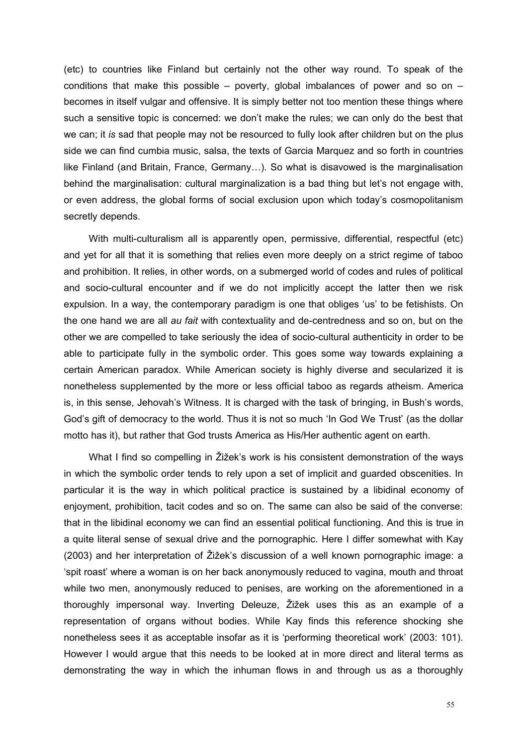(etc) to countries like Finland but certainly not the other way round. To speak of the conditions that make this possible – poverty, global imbalances of power and so on – becomes in itself vulgar and offensive. It is simply better not too mention these things where such a sensitive topic is concerned: we don't make the rules; we can only do the best that we can; it *is* sad that people may not be resourced to fully look after children but on the plus side we can find cumbia music, salsa, the texts of Garcia Marquez and so forth in countries like Finland (and Britain, France, Germany…). So what is disavowed is the marginalisation behind the marginalisation: cultural marginalization is a bad thing but let's not engage with, or even address, the global forms of social exclusion upon which today's cosmopolitanism secretly depends.

With multi-culturalism all is apparently open, permissive, differential, respectful (etc) and yet for all that it is something that relies even more deeply on a strict regime of taboo and prohibition. It relies, in other words, on a submerged world of codes and rules of political and socio-cultural encounter and if we do not implicitly accept the latter then we risk expulsion. In a way, the contemporary paradigm is one that obliges 'us' to be fetishists. On the one hand we are all *au fait* with contextuality and de-centredness and so on, but on the other we are compelled to take seriously the idea of socio-cultural authenticity in order to be able to participate fully in the symbolic order. This goes some way towards explaining a certain American paradox. While American society is highly diverse and secularized it is nonetheless supplemented by the more or less official taboo as regards atheism. America is, in this sense, Jehovah's Witness. It is charged with the task of bringing, in Bush's words, God's gift of democracy to the world. Thus it is not so much 'In God We Trust' (as the dollar motto has it), but rather that God trusts America as His/Her authentic agent on earth.

What I find so compelling in Žižek's work is his consistent demonstration of the ways in which the symbolic order tends to rely upon a set of implicit and guarded obscenities. In particular it is the way in which political practice is sustained by a libidinal economy of enjoyment, prohibition, tacit codes and so on. The same can also be said of the converse: that in the libidinal economy we can find an essential political functioning. And this is true in a quite literal sense of sexual drive and the pornographic. Here I differ somewhat with Kay (2003) and her interpretation of Žižek's discussion of a well known pornographic image: a 'spit roast' where a woman is on her back anonymously reduced to vagina, mouth and throat while two men, anonymously reduced to penises, are working on the aforementioned in a thoroughly impersonal way. Inverting Deleuze, Žižek uses this as an example of a representation of organs without bodies. While Kay finds this reference shocking she nonetheless sees it as acceptable insofar as it is 'performing theoretical work' (2003: 101). However I would argue that this needs to be looked at in more direct and literal terms as demonstrating the way in which the inhuman flows in and through us as a thoroughly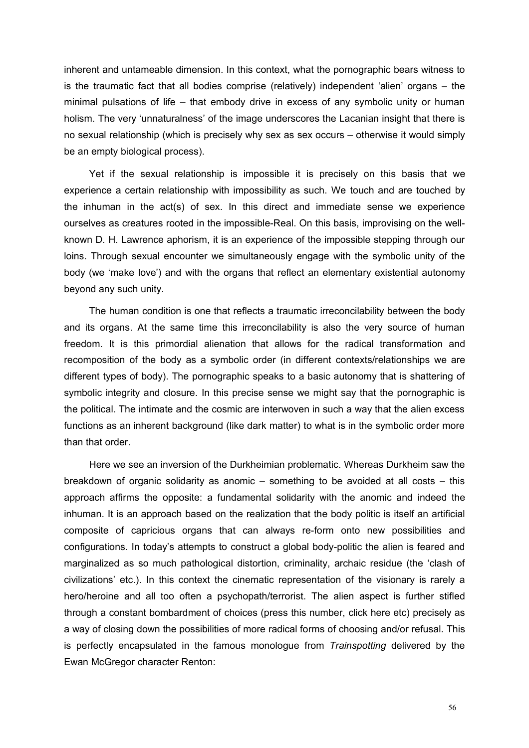inherent and untameable dimension. In this context, what the pornographic bears witness to is the traumatic fact that all bodies comprise (relatively) independent 'alien' organs – the minimal pulsations of life – that embody drive in excess of any symbolic unity or human holism. The very 'unnaturalness' of the image underscores the Lacanian insight that there is no sexual relationship (which is precisely why sex as sex occurs – otherwise it would simply be an empty biological process).

Yet if the sexual relationship is impossible it is precisely on this basis that we experience a certain relationship with impossibility as such. We touch and are touched by the inhuman in the act(s) of sex. In this direct and immediate sense we experience ourselves as creatures rooted in the impossible-Real. On this basis, improvising on the well-known D. H. Lawrence aphorism, it is an experience of the impossible stepping through our loins. Through sexual encounter we simultaneously engage with the symbolic unity of the body (we 'make love') and with the organs that reflect an elementary existential autonomy beyond any such unity.

The human condition is one that reflects a traumatic irreconcilability between the body and its organs. At the same time this irreconcilability is also the very source of human freedom. It is this primordial alienation that allows for the radical transformation and recomposition of the body as a symbolic order (in different contexts/relationships we are different types of body). The pornographic speaks to a basic autonomy that is shattering of symbolic integrity and closure. In this precise sense we might say that the pornographic is the political. The intimate and the cosmic are interwoven in such a way that the alien excess functions as an inherent background (like dark matter) to what is in the symbolic order more than that order.

Here we see an inversion of the Durkheimian problematic. Whereas Durkheim saw the breakdown of organic solidarity as anomic – something to be avoided at all costs – this approach affirms the opposite: a fundamental solidarity with the anomic and indeed the inhuman. It is an approach based on the realization that the body politic is itself an artificial composite of capricious organs that can always re-form onto new possibilities and configurations. In today's attempts to construct a global body-politic the alien is feared and marginalized as so much pathological distortion, criminality, archaic residue (the 'clash of civilizations' etc.). In this context the cinematic representation of the visionary is rarely a hero/heroine and all too often a psychopath/terrorist. The alien aspect is further stifled through a constant bombardment of choices (press this number, click here etc) precisely as a way of closing down the possibilities of more radical forms of choosing and/or refusal. This is perfectly encapsulated in the famous monologue from *Trainspotting* delivered by the Ewan McGregor character Renton: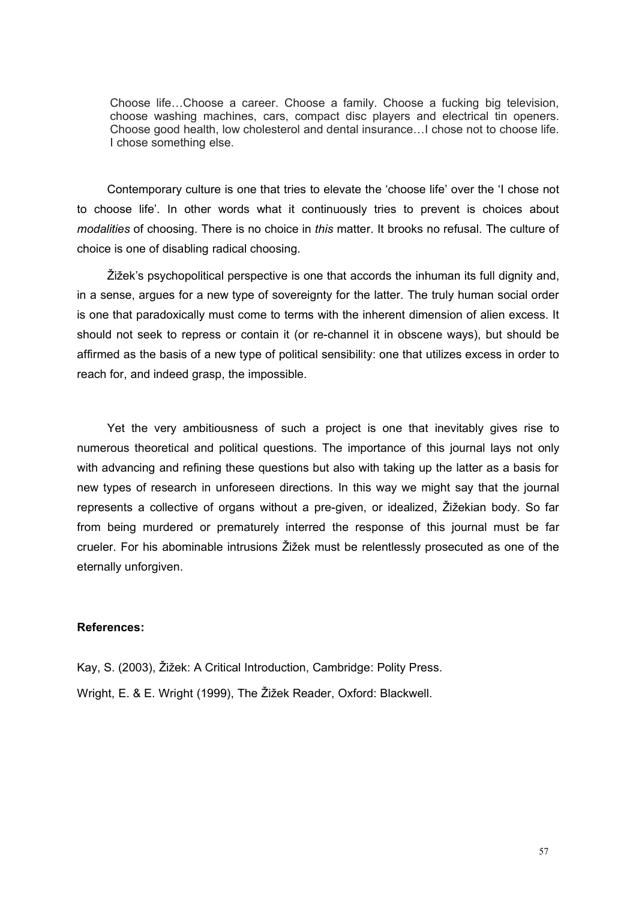> Choose life…Choose a career. Choose a family. Choose a fucking big television, choose washing machines, cars, compact disc players and electrical tin openers. Choose good health, low cholesterol and dental insurance…I chose not to choose life. I chose something else.

Contemporary culture is one that tries to elevate the 'choose life' over the 'I chose not to choose life'. In other words what it continuously tries to prevent is choices about *modalities* of choosing. There is no choice in *this* matter. It brooks no refusal. The culture of choice is one of disabling radical choosing.

Žižek's psychopolitical perspective is one that accords the inhuman its full dignity and, in a sense, argues for a new type of sovereignty for the latter. The truly human social order is one that paradoxically must come to terms with the inherent dimension of alien excess. It should not seek to repress or contain it (or re-channel it in obscene ways), but should be affirmed as the basis of a new type of political sensibility: one that utilizes excess in order to reach for, and indeed grasp, the impossible.

Yet the very ambitiousness of such a project is one that inevitably gives rise to numerous theoretical and political questions. The importance of this journal lays not only with advancing and refining these questions but also with taking up the latter as a basis for new types of research in unforeseen directions. In this way we might say that the journal represents a collective of organs without a pre-given, or idealized, Žižekian body. So far from being murdered or prematurely interred the response of this journal must be far crueler. For his abominable intrusions Žižek must be relentlessly prosecuted as one of the eternally unforgiven.

**References:**

Kay, S. (2003), Žižek: A Critical Introduction, Cambridge: Polity Press.

Wright, E. & E. Wright (1999), The Žižek Reader, Oxford: Blackwell.